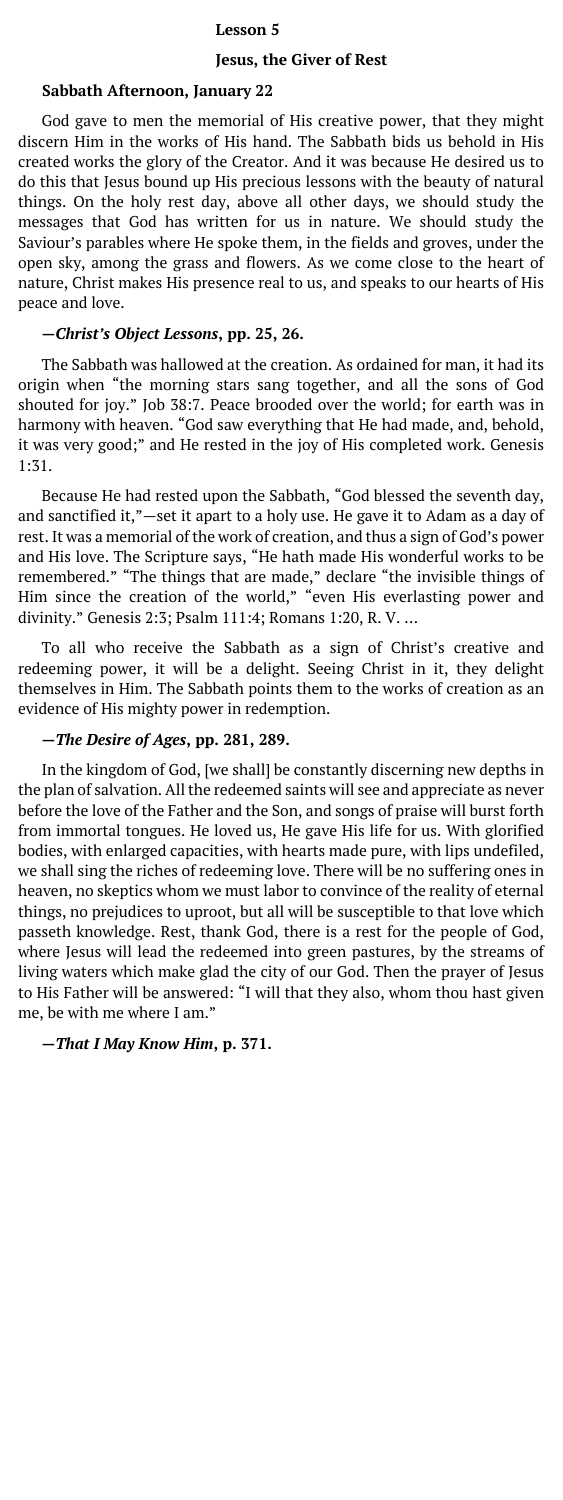## Lesson 5

## Jesus, the Giver of Rest

### Sabbath Afternoon, January 22

God gave to men the memorial of His creative power, that they might discern Him in the works of His hand. The Sabbath bids us behold in His created works the glory of the Creator. And it was because He desired us to do this that Jesus bound up His precious lessons with the beauty of natural things. On the holy rest day, above all other days, we should study the messages that God has written for us in nature. We should study the Saviour's parables where He spoke them, in the fields and groves, under the open sky, among the grass and flowers. As we come close to the heart of nature, Christ makes His presence real to us, and speaks to our hearts of His peace and love.

**—*Christ's Object Lessons*, pp. 25, 26.**

The Sabbath was hallowed at the creation. As ordained for man, it had its origin when "the morning stars sang together, and all the sons of God shouted for joy." Job 38:7. Peace brooded over the world; for earth was in harmony with heaven. "God saw everything that He had made, and, behold, it was very good;" and He rested in the joy of His completed work. Genesis 1:31.

Because He had rested upon the Sabbath, "God blessed the seventh day, and sanctified it,"—set it apart to a holy use. He gave it to Adam as a day of rest. It was a memorial of the work of creation, and thus a sign of God's power and His love. The Scripture says, "He hath made His wonderful works to be remembered." "The things that are made," declare "the invisible things of Him since the creation of the world," "even His everlasting power and divinity." Genesis 2:3; Psalm 111:4; Romans 1:20, R. V. ...

To all who receive the Sabbath as a sign of Christ's creative and redeeming power, it will be a delight. Seeing Christ in it, they delight themselves in Him. The Sabbath points them to the works of creation as an evidence of His mighty power in redemption.

**—*The Desire of Ages*, pp. 281, 289.**

In the kingdom of God, [we shall] be constantly discerning new depths in the plan of salvation. All the redeemed saints will see and appreciate as never before the love of the Father and the Son, and songs of praise will burst forth from immortal tongues. He loved us, He gave His life for us. With glorified bodies, with enlarged capacities, with hearts made pure, with lips undefiled, we shall sing the riches of redeeming love. There will be no suffering ones in heaven, no skeptics whom we must labor to convince of the reality of eternal things, no prejudices to uproot, but all will be susceptible to that love which passeth knowledge. Rest, thank God, there is a rest for the people of God, where Jesus will lead the redeemed into green pastures, by the streams of living waters which make glad the city of our God. Then the prayer of Jesus to His Father will be answered: "I will that they also, whom thou hast given me, be with me where I am."

**—*That I May Know Him*, p. 371.**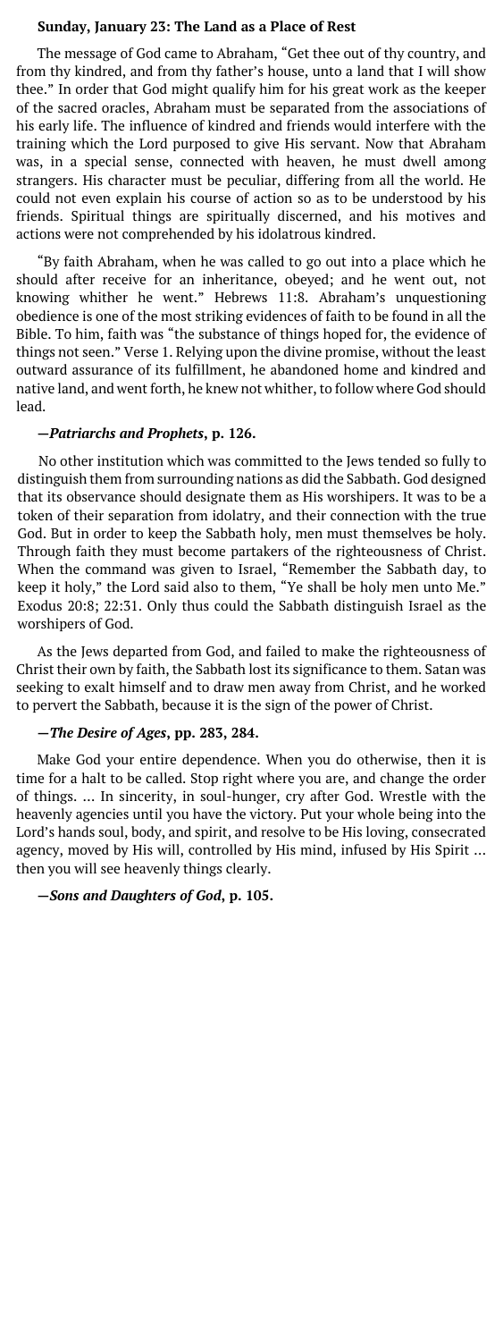**Sunday, January 23: The Land as a Place of Rest**

The message of God came to Abraham, "Get thee out of thy country, and from thy kindred, and from thy father's house, unto a land that I will show thee." In order that God might qualify him for his great work as the keeper of the sacred oracles, Abraham must be separated from the associations of his early life. The influence of kindred and friends would interfere with the training which the Lord purposed to give His servant. Now that Abraham was, in a special sense, connected with heaven, he must dwell among strangers. His character must be peculiar, differing from all the world. He could not even explain his course of action so as to be understood by his friends. Spiritual things are spiritually discerned, and his motives and actions were not comprehended by his idolatrous kindred.

"By faith Abraham, when he was called to go out into a place which he should after receive for an inheritance, obeyed; and he went out, not knowing whither he went." Hebrews 11:8. Abraham's unquestioning obedience is one of the most striking evidences of faith to be found in all the Bible. To him, faith was "the substance of things hoped for, the evidence of things not seen." Verse 1. Relying upon the divine promise, without the least outward assurance of its fulfillment, he abandoned home and kindred and native land, and went forth, he knew not whither, to follow where God should lead.

**—*Patriarchs and Prophets*, p. 126.**

No other institution which was committed to the Jews tended so fully to distinguish them from surrounding nations as did the Sabbath. God designed that its observance should designate them as His worshipers. It was to be a token of their separation from idolatry, and their connection with the true God. But in order to keep the Sabbath holy, men must themselves be holy. Through faith they must become partakers of the righteousness of Christ. When the command was given to Israel, "Remember the Sabbath day, to keep it holy," the Lord said also to them, "Ye shall be holy men unto Me." Exodus 20:8; 22:31. Only thus could the Sabbath distinguish Israel as the worshipers of God.

As the Jews departed from God, and failed to make the righteousness of Christ their own by faith, the Sabbath lost its significance to them. Satan was seeking to exalt himself and to draw men away from Christ, and he worked to pervert the Sabbath, because it is the sign of the power of Christ.

**—*The Desire of Ages*, pp. 283, 284.**

Make God your entire dependence. When you do otherwise, then it is time for a halt to be called. Stop right where you are, and change the order of things. ... In sincerity, in soul-hunger, cry after God. Wrestle with the heavenly agencies until you have the victory. Put your whole being into the Lord's hands soul, body, and spirit, and resolve to be His loving, consecrated agency, moved by His will, controlled by His mind, infused by His Spirit ... then you will see heavenly things clearly.

**—*Sons and Daughters of God*, p. 105.**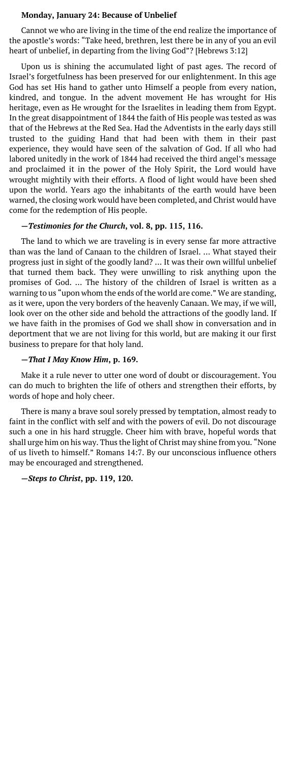**Monday, January 24: Because of Unbelief**

Cannot we who are living in the time of the end realize the importance of the apostle's words: "Take heed, brethren, lest there be in any of you an evil heart of unbelief, in departing from the living God"? [Hebrews 3:12]

Upon us is shining the accumulated light of past ages. The record of Israel's forgetfulness has been preserved for our enlightenment. In this age God has set His hand to gather unto Himself a people from every nation, kindred, and tongue. In the advent movement He has wrought for His heritage, even as He wrought for the Israelites in leading them from Egypt. In the great disappointment of 1844 the faith of His people was tested as was that of the Hebrews at the Red Sea. Had the Adventists in the early days still trusted to the guiding Hand that had been with them in their past experience, they would have seen of the salvation of God. If all who had labored unitedly in the work of 1844 had received the third angel's message and proclaimed it in the power of the Holy Spirit, the Lord would have wrought mightily with their efforts. A flood of light would have been shed upon the world. Years ago the inhabitants of the earth would have been warned, the closing work would have been completed, and Christ would have come for the redemption of His people.

**—*Testimonies for the Church*, vol. 8, pp. 115, 116.**

The land to which we are traveling is in every sense far more attractive than was the land of Canaan to the children of Israel. ... What stayed their progress just in sight of the goodly land? ... It was their own willful unbelief that turned them back. They were unwilling to risk anything upon the promises of God. ... The history of the children of Israel is written as a warning to us "upon whom the ends of the world are come." We are standing, as it were, upon the very borders of the heavenly Canaan. We may, if we will, look over on the other side and behold the attractions of the goodly land. If we have faith in the promises of God we shall show in conversation and in deportment that we are not living for this world, but are making it our first business to prepare for that holy land.

**—*That I May Know Him*, p. 169.**

Make it a rule never to utter one word of doubt or discouragement. You can do much to brighten the life of others and strengthen their efforts, by words of hope and holy cheer.

There is many a brave soul sorely pressed by temptation, almost ready to faint in the conflict with self and with the powers of evil. Do not discourage such a one in his hard struggle. Cheer him with brave, hopeful words that shall urge him on his way. Thus the light of Christ may shine from you. "None of us liveth to himself." Romans 14:7. By our unconscious influence others may be encouraged and strengthened.

**—*Steps to Christ*, pp. 119, 120.**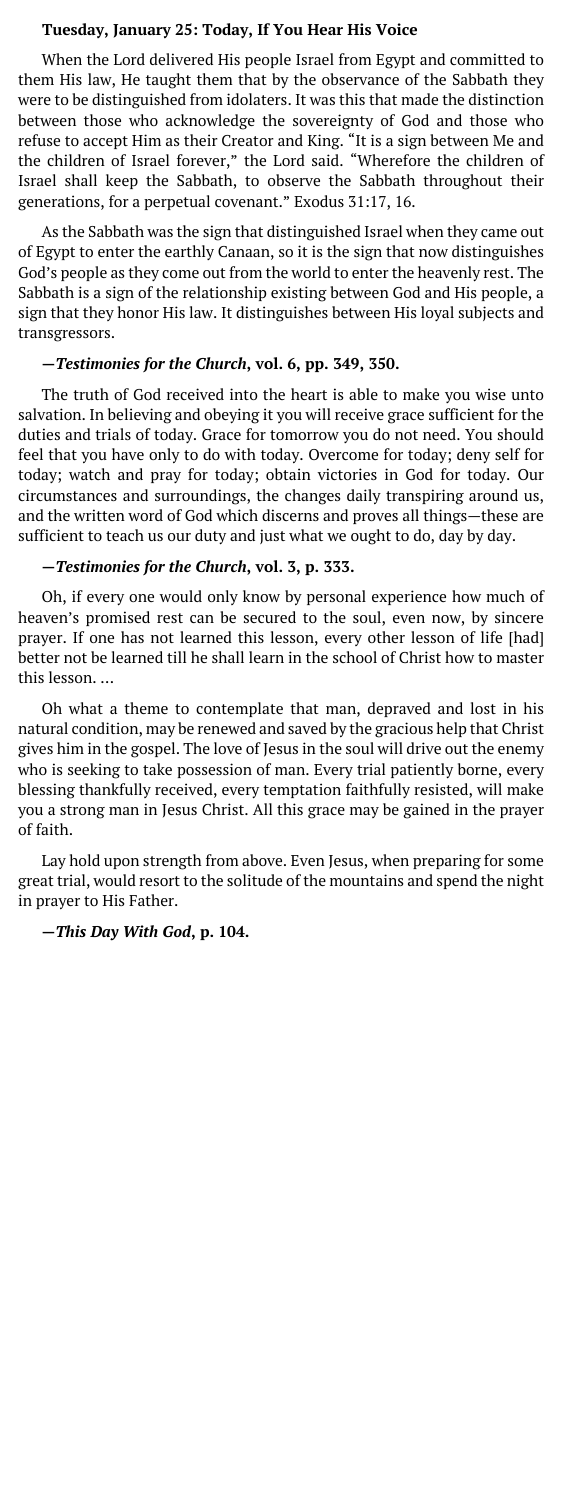### Tuesday, January 25: Today, If You Hear His Voice

When the Lord delivered His people Israel from Egypt and committed to them His law, He taught them that by the observance of the Sabbath they were to be distinguished from idolaters. It was this that made the distinction between those who acknowledge the sovereignty of God and those who refuse to accept Him as their Creator and King. "It is a sign between Me and the children of Israel forever," the Lord said. "Wherefore the children of Israel shall keep the Sabbath, to observe the Sabbath throughout their generations, for a perpetual covenant." Exodus 31:17, 16.

As the Sabbath was the sign that distinguished Israel when they came out of Egypt to enter the earthly Canaan, so it is the sign that now distinguishes God's people as they come out from the world to enter the heavenly rest. The Sabbath is a sign of the relationship existing between God and His people, a sign that they honor His law. It distinguishes between His loyal subjects and transgressors.

**—*Testimonies for the Church*, vol. 6, pp. 349, 350.**

The truth of God received into the heart is able to make you wise unto salvation. In believing and obeying it you will receive grace sufficient for the duties and trials of today. Grace for tomorrow you do not need. You should feel that you have only to do with today. Overcome for today; deny self for today; watch and pray for today; obtain victories in God for today. Our circumstances and surroundings, the changes daily transpiring around us, and the written word of God which discerns and proves all things—these are sufficient to teach us our duty and just what we ought to do, day by day.

**—*Testimonies for the Church*, vol. 3, p. 333.**

Oh, if every one would only know by personal experience how much of heaven's promised rest can be secured to the soul, even now, by sincere prayer. If one has not learned this lesson, every other lesson of life [had] better not be learned till he shall learn in the school of Christ how to master this lesson. …

Oh what a theme to contemplate that man, depraved and lost in his natural condition, may be renewed and saved by the gracious help that Christ gives him in the gospel. The love of Jesus in the soul will drive out the enemy who is seeking to take possession of man. Every trial patiently borne, every blessing thankfully received, every temptation faithfully resisted, will make you a strong man in Jesus Christ. All this grace may be gained in the prayer of faith.

Lay hold upon strength from above. Even Jesus, when preparing for some great trial, would resort to the solitude of the mountains and spend the night in prayer to His Father.

**—*This Day With God*, p. 104.**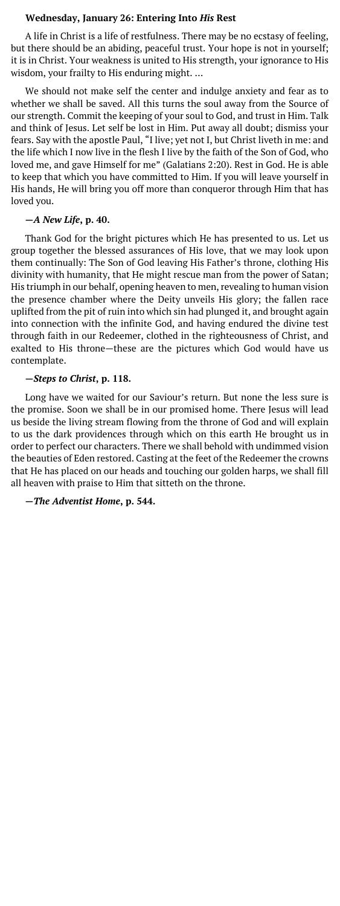### Wednesday, January 26: Entering Into *His* Rest

A life in Christ is a life of restfulness. There may be no ecstasy of feeling, but there should be an abiding, peaceful trust. Your hope is not in yourself; it is in Christ. Your weakness is united to His strength, your ignorance to His wisdom, your frailty to His enduring might. …

We should not make self the center and indulge anxiety and fear as to whether we shall be saved. All this turns the soul away from the Source of our strength. Commit the keeping of your soul to God, and trust in Him. Talk and think of Jesus. Let self be lost in Him. Put away all doubt; dismiss your fears. Say with the apostle Paul, "I live; yet not I, but Christ liveth in me: and the life which I now live in the flesh I live by the faith of the Son of God, who loved me, and gave Himself for me" (Galatians 2:20). Rest in God. He is able to keep that which you have committed to Him. If you will leave yourself in His hands, He will bring you off more than conqueror through Him that has loved you.

**—*A New Life*, p. 40.**

Thank God for the bright pictures which He has presented to us. Let us group together the blessed assurances of His love, that we may look upon them continually: The Son of God leaving His Father's throne, clothing His divinity with humanity, that He might rescue man from the power of Satan; His triumph in our behalf, opening heaven to men, revealing to human vision the presence chamber where the Deity unveils His glory; the fallen race uplifted from the pit of ruin into which sin had plunged it, and brought again into connection with the infinite God, and having endured the divine test through faith in our Redeemer, clothed in the righteousness of Christ, and exalted to His throne—these are the pictures which God would have us contemplate.

**—*Steps to Christ*, p. 118.**

Long have we waited for our Saviour's return. But none the less sure is the promise. Soon we shall be in our promised home. There Jesus will lead us beside the living stream flowing from the throne of God and will explain to us the dark providences through which on this earth He brought us in order to perfect our characters. There we shall behold with undimmed vision the beauties of Eden restored. Casting at the feet of the Redeemer the crowns that He has placed on our heads and touching our golden harps, we shall fill all heaven with praise to Him that sitteth on the throne.

**—*The Adventist Home*, p. 544.**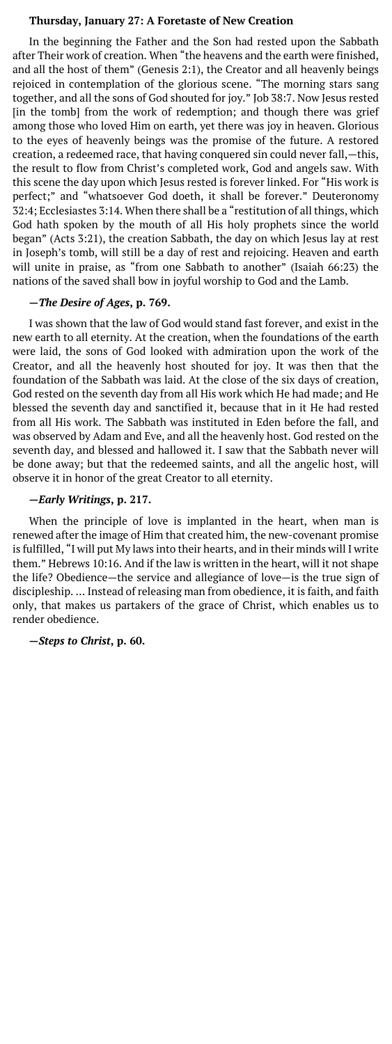### Thursday, January 27: A Foretaste of New Creation

In the beginning the Father and the Son had rested upon the Sabbath after Their work of creation. When "the heavens and the earth were finished, and all the host of them" (Genesis 2:1), the Creator and all heavenly beings rejoiced in contemplation of the glorious scene. "The morning stars sang together, and all the sons of God shouted for joy." Job 38:7. Now Jesus rested [in the tomb] from the work of redemption; and though there was grief among those who loved Him on earth, yet there was joy in heaven. Glorious to the eyes of heavenly beings was the promise of the future. A restored creation, a redeemed race, that having conquered sin could never fall,—this, the result to flow from Christ's completed work, God and angels saw. With this scene the day upon which Jesus rested is forever linked. For "His work is perfect;" and "whatsoever God doeth, it shall be forever." Deuteronomy 32:4; Ecclesiastes 3:14. When there shall be a "restitution of all things, which God hath spoken by the mouth of all His holy prophets since the world began" (Acts 3:21), the creation Sabbath, the day on which Jesus lay at rest in Joseph's tomb, will still be a day of rest and rejoicing. Heaven and earth will unite in praise, as "from one Sabbath to another" (Isaiah 66:23) the nations of the saved shall bow in joyful worship to God and the Lamb.

**—*The Desire of Ages*, p. 769.**

I was shown that the law of God would stand fast forever, and exist in the new earth to all eternity. At the creation, when the foundations of the earth were laid, the sons of God looked with admiration upon the work of the Creator, and all the heavenly host shouted for joy. It was then that the foundation of the Sabbath was laid. At the close of the six days of creation, God rested on the seventh day from all His work which He had made; and He blessed the seventh day and sanctified it, because that in it He had rested from all His work. The Sabbath was instituted in Eden before the fall, and was observed by Adam and Eve, and all the heavenly host. God rested on the seventh day, and blessed and hallowed it. I saw that the Sabbath never will be done away; but that the redeemed saints, and all the angelic host, will observe it in honor of the great Creator to all eternity.

**—*Early Writings*, p. 217.**

When the principle of love is implanted in the heart, when man is renewed after the image of Him that created him, the new-covenant promise is fulfilled, "I will put My laws into their hearts, and in their minds will I write them." Hebrews 10:16. And if the law is written in the heart, will it not shape the life? Obedience—the service and allegiance of love—is the true sign of discipleship. ... Instead of releasing man from obedience, it is faith, and faith only, that makes us partakers of the grace of Christ, which enables us to render obedience.

**—*Steps to Christ*, p. 60.**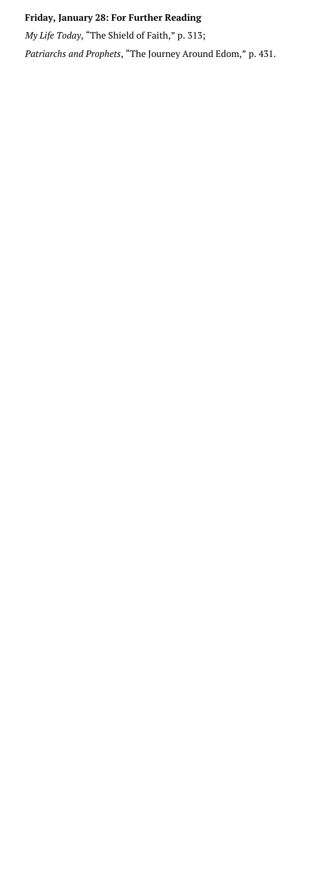**Friday, January 28: For Further Reading**

*My Life Today*, "The Shield of Faith," p. 313;

*Patriarchs and Prophets*, "The Journey Around Edom," p. 431.